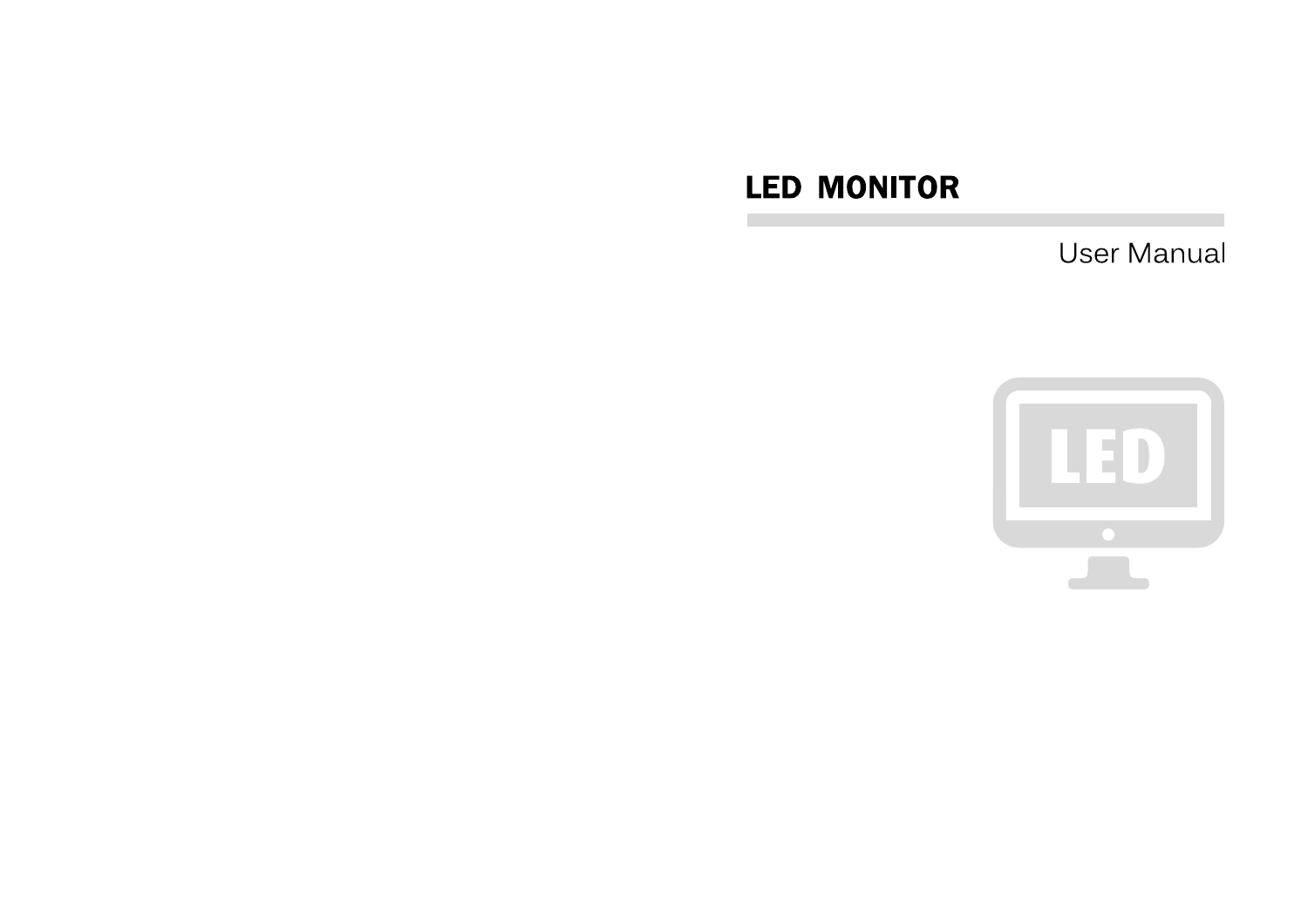# LED MONITOR

User Manual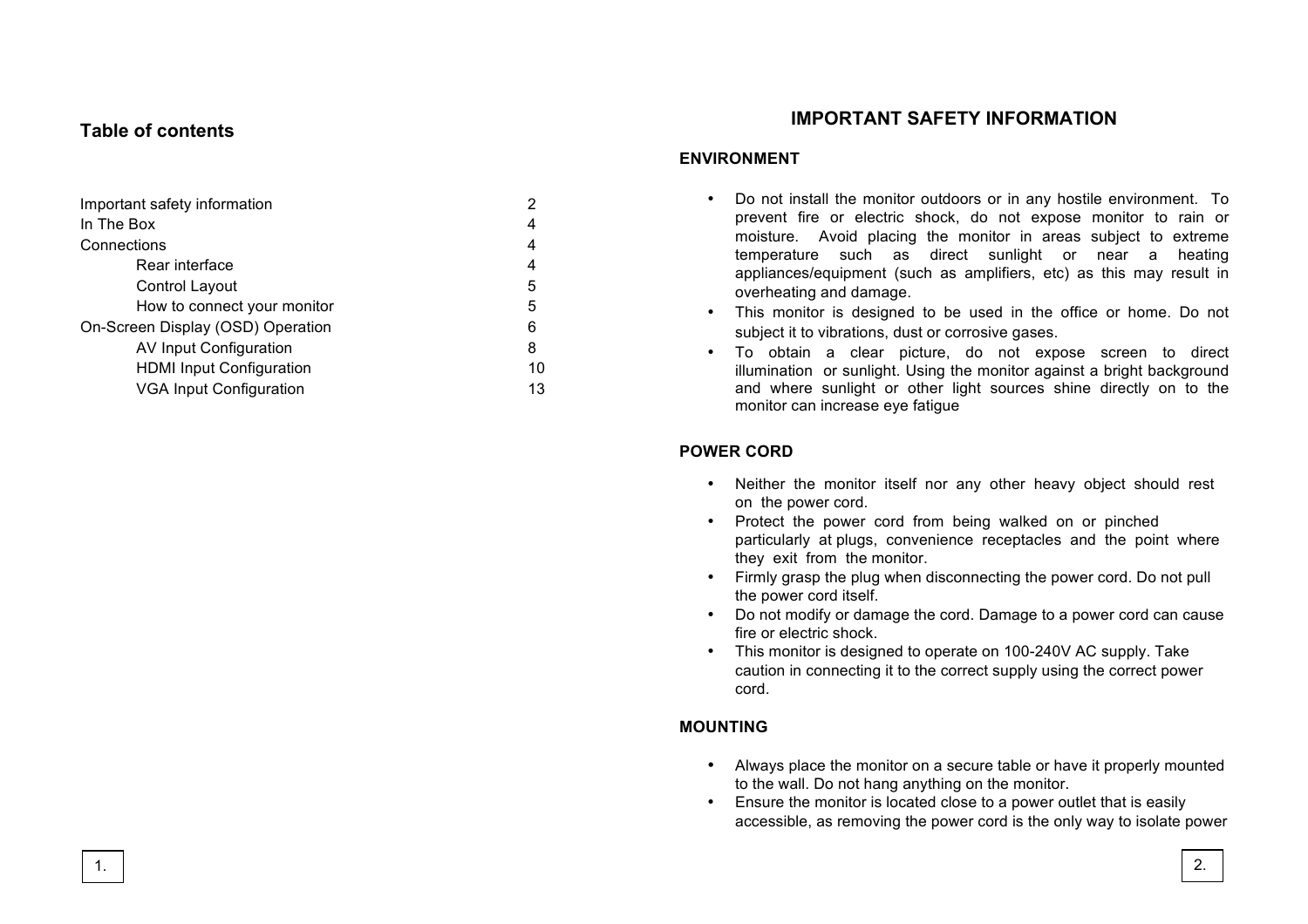## Table of contents

| | |
|---|---|
| Important safety information | 2 |
| In The Box | 4 |
| Connections | 4 |
| Rear interface | 4 |
| Control Layout | 5 |
| How to connect your monitor | 5 |
| On-Screen Display (OSD) Operation | 6 |
| AV Input Configuration | 8 |
| HDMI Input Configuration | 10 |
| VGA Input Configuration | 13 |

# IMPORTANT SAFETY INFORMATION

### ENVIRONMENT

- Do not install the monitor outdoors or in any hostile environment. To prevent fire or electric shock, do not expose monitor to rain or moisture. Avoid placing the monitor in areas subject to extreme temperature such as direct sunlight or near a heating appliances/equipment (such as amplifiers, etc) as this may result in overheating and damage.
- This monitor is designed to be used in the office or home. Do not subject it to vibrations, dust or corrosive gases.
- To obtain a clear picture, do not expose screen to direct illumination or sunlight. Using the monitor against a bright background and where sunlight or other light sources shine directly on to the monitor can increase eye fatigue

### POWER CORD

- Neither the monitor itself nor any other heavy object should rest on the power cord.
- Protect the power cord from being walked on or pinched particularly at plugs, convenience receptacles and the point where they exit from the monitor.
- Firmly grasp the plug when disconnecting the power cord. Do not pull the power cord itself.
- Do not modify or damage the cord. Damage to a power cord can cause fire or electric shock.
- This monitor is designed to operate on 100-240V AC supply. Take caution in connecting it to the correct supply using the correct power cord.

### MOUNTING

- Always place the monitor on a secure table or have it properly mounted to the wall. Do not hang anything on the monitor.
- Ensure the monitor is located close to a power outlet that is easily accessible, as removing the power cord is the only way to isolate power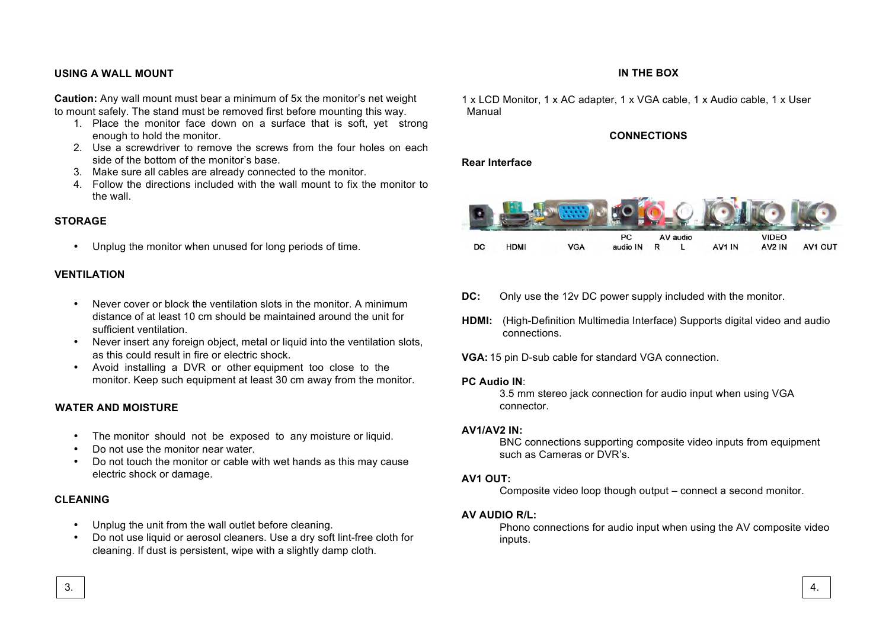## USING A WALL MOUNT

**Caution:** Any wall mount must bear a minimum of 5x the monitor's net weight to mount safely. The stand must be removed first before mounting this way.

1. Place the monitor face down on a surface that is soft, yet strong enough to hold the monitor.
2. Use a screwdriver to remove the screws from the four holes on each side of the bottom of the monitor's base.
3. Make sure all cables are already connected to the monitor.
4. Follow the directions included with the wall mount to fix the monitor to the wall.

## STORAGE

- Unplug the monitor when unused for long periods of time.

## VENTILATION

- Never cover or block the ventilation slots in the monitor. A minimum distance of at least 10 cm should be maintained around the unit for sufficient ventilation.
- Never insert any foreign object, metal or liquid into the ventilation slots, as this could result in fire or electric shock.
- Avoid installing a DVR or other equipment too close to the monitor. Keep such equipment at least 30 cm away from the monitor.

## WATER AND MOISTURE

- The monitor should not be exposed to any moisture or liquid.
- Do not use the monitor near water.
- Do not touch the monitor or cable with wet hands as this may cause electric shock or damage.

## CLEANING

- Unplug the unit from the wall outlet before cleaning.
- Do not use liquid or aerosol cleaners. Use a dry soft lint-free cloth for cleaning. If dust is persistent, wipe with a slightly damp cloth.

## IN THE BOX

1 x LCD Monitor, 1 x AC adapter, 1 x VGA cable, 1 x Audio cable, 1 x User Manual

## CONNECTIONS

### Rear Interface

DC | HDMI | VGA | PC audio IN | AV audio R | L | AV1 IN | VIDEO AV2 IN | AV1 OUT

**DC:** Only use the 12v DC power supply included with the monitor.

**HDMI:** (High-Definition Multimedia Interface) Supports digital video and audio connections.

**VGA:** 15 pin D-sub cable for standard VGA connection.

**PC Audio IN**:
3.5 mm stereo jack connection for audio input when using VGA connector.

**AV1/AV2 IN:**
BNC connections supporting composite video inputs from equipment such as Cameras or DVR's.

**AV1 OUT:**
Composite video loop though output – connect a second monitor.

**AV AUDIO R/L:**
Phono connections for audio input when using the AV composite video inputs.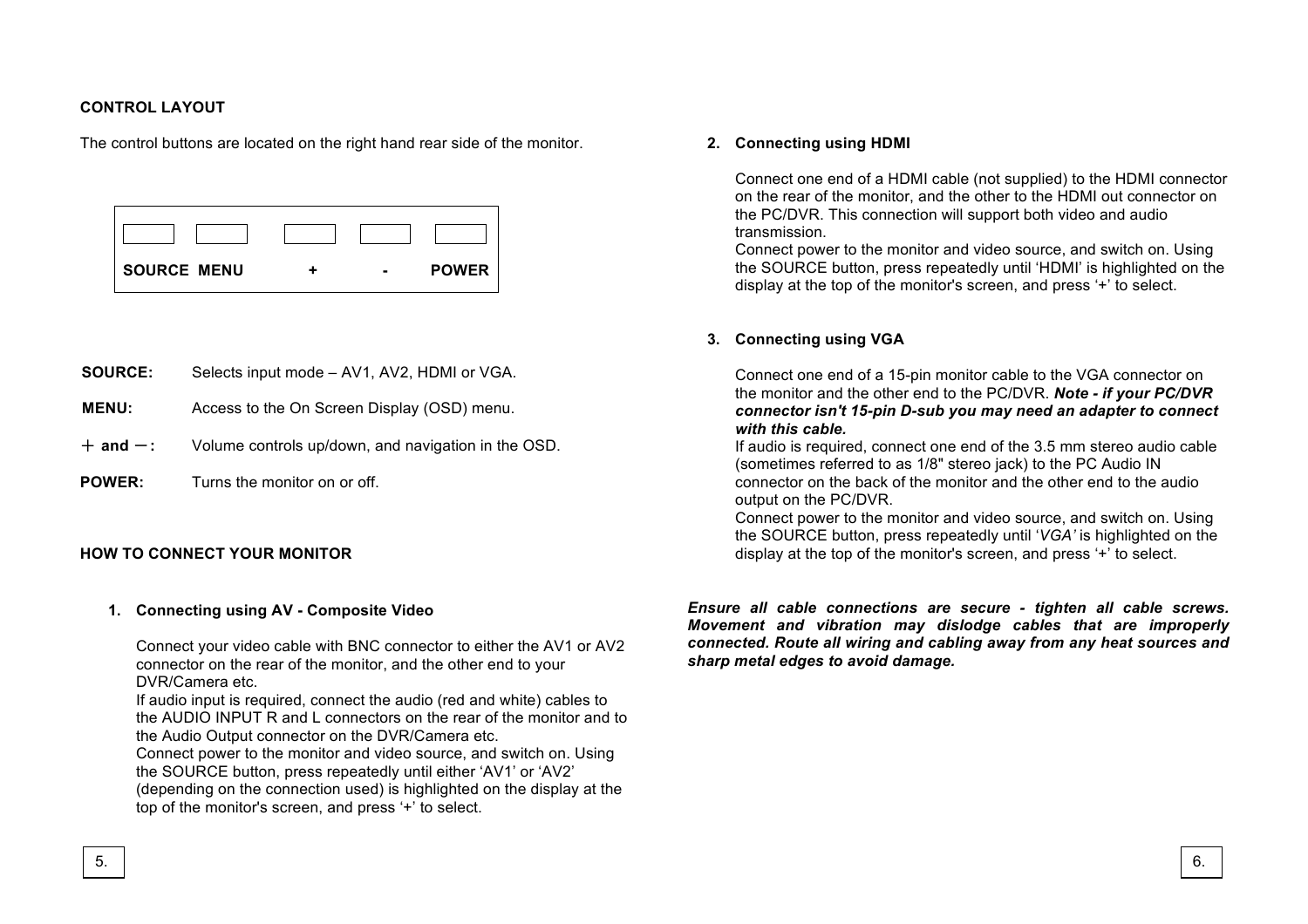## CONTROL LAYOUT

The control buttons are located on the right hand rear side of the monitor.

| SOURCE | MENU | + | - | POWER |
|---|---|---|---|---|

**SOURCE:** Selects input mode – AV1, AV2, HDMI or VGA.

**MENU:** Access to the On Screen Display (OSD) menu.

**＋ and －:** Volume controls up/down, and navigation in the OSD.

**POWER:** Turns the monitor on or off.

## HOW TO CONNECT YOUR MONITOR

1. **Connecting using AV - Composite Video**

   Connect your video cable with BNC connector to either the AV1 or AV2 connector on the rear of the monitor, and the other end to your DVR/Camera etc.
   If audio input is required, connect the audio (red and white) cables to the AUDIO INPUT R and L connectors on the rear of the monitor and to the Audio Output connector on the DVR/Camera etc.
   Connect power to the monitor and video source, and switch on. Using the SOURCE button, press repeatedly until either 'AV1' or 'AV2' (depending on the connection used) is highlighted on the display at the top of the monitor's screen, and press '+' to select.

2. **Connecting using HDMI**

   Connect one end of a HDMI cable (not supplied) to the HDMI connector on the rear of the monitor, and the other to the HDMI out connector on the PC/DVR. This connection will support both video and audio transmission.
   Connect power to the monitor and video source, and switch on. Using the SOURCE button, press repeatedly until 'HDMI' is highlighted on the display at the top of the monitor's screen, and press '+' to select.

3. **Connecting using VGA**

   Connect one end of a 15-pin monitor cable to the VGA connector on the monitor and the other end to the PC/DVR. ***Note - if your PC/DVR connector isn't 15-pin D-sub you may need an adapter to connect with this cable.***
   If audio is required, connect one end of the 3.5 mm stereo audio cable (sometimes referred to as 1/8" stereo jack) to the PC Audio IN connector on the back of the monitor and the other end to the audio output on the PC/DVR.
   Connect power to the monitor and video source, and switch on. Using the SOURCE button, press repeatedly until '*VGA'* is highlighted on the display at the top of the monitor's screen, and press '+' to select.

***Ensure all cable connections are secure - tighten all cable screws. Movement and vibration may dislodge cables that are improperly connected. Route all wiring and cabling away from any heat sources and sharp metal edges to avoid damage.***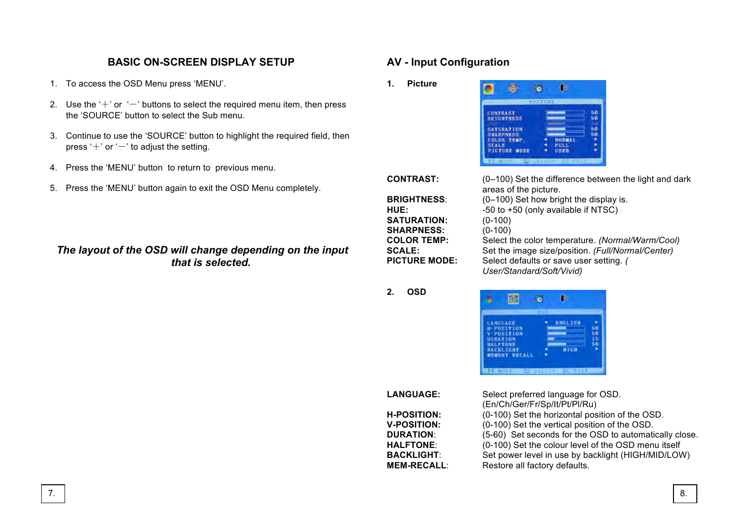## BASIC ON-SCREEN DISPLAY SETUP

1. To access the OSD Menu press 'MENU'.
2. Use the '+' or '−' buttons to select the required menu item, then press the 'SOURCE' button to select the Sub menu.
3. Continue to use the 'SOURCE' button to highlight the required field, then press '+' or '−' to adjust the setting.
4. Press the 'MENU' button to return to previous menu.
5. Press the 'MENU' button again to exit the OSD Menu completely.

***The layout of the OSD will change depending on the input that is selected.***

## AV - Input Configuration

**1. Picture**

| | |
|---|---|
| **CONTRAST:** | (0–100) Set the difference between the light and dark areas of the picture. |
| **BRIGHTNESS**: | (0–100) Set how bright the display is. |
| **HUE:** | -50 to +50 (only available if NTSC) |
| **SATURATION:** | (0-100) |
| **SHARPNESS:** | (0-100) |
| **COLOR TEMP:** | Select the color temperature. *(Normal/Warm/Cool)* |
| **SCALE:** | Set the image size/position. *(Full/Normal/Center)* |
| **PICTURE MODE:** | Select defaults or save user setting. *( User/Standard/Soft/Vivid)* |

**2. OSD**

| | |
|---|---|
| **LANGUAGE:** | Select preferred language for OSD. (En/Ch/Ger/Fr/Sp/It/Pt/Pl/Ru) |
| **H-POSITION:** | (0-100) Set the horizontal position of the OSD. |
| **V-POSITION:** | (0-100) Set the vertical position of the OSD. |
| **DURATION**: | (5-60) Set seconds for the OSD to automatically close. |
| **HALFTONE**: | (0-100) Set the colour level of the OSD menu itself |
| **BACKLIGHT**: | Set power level in use by backlight (HIGH/MID/LOW) |
| **MEM-RECALL**: | Restore all factory defaults. |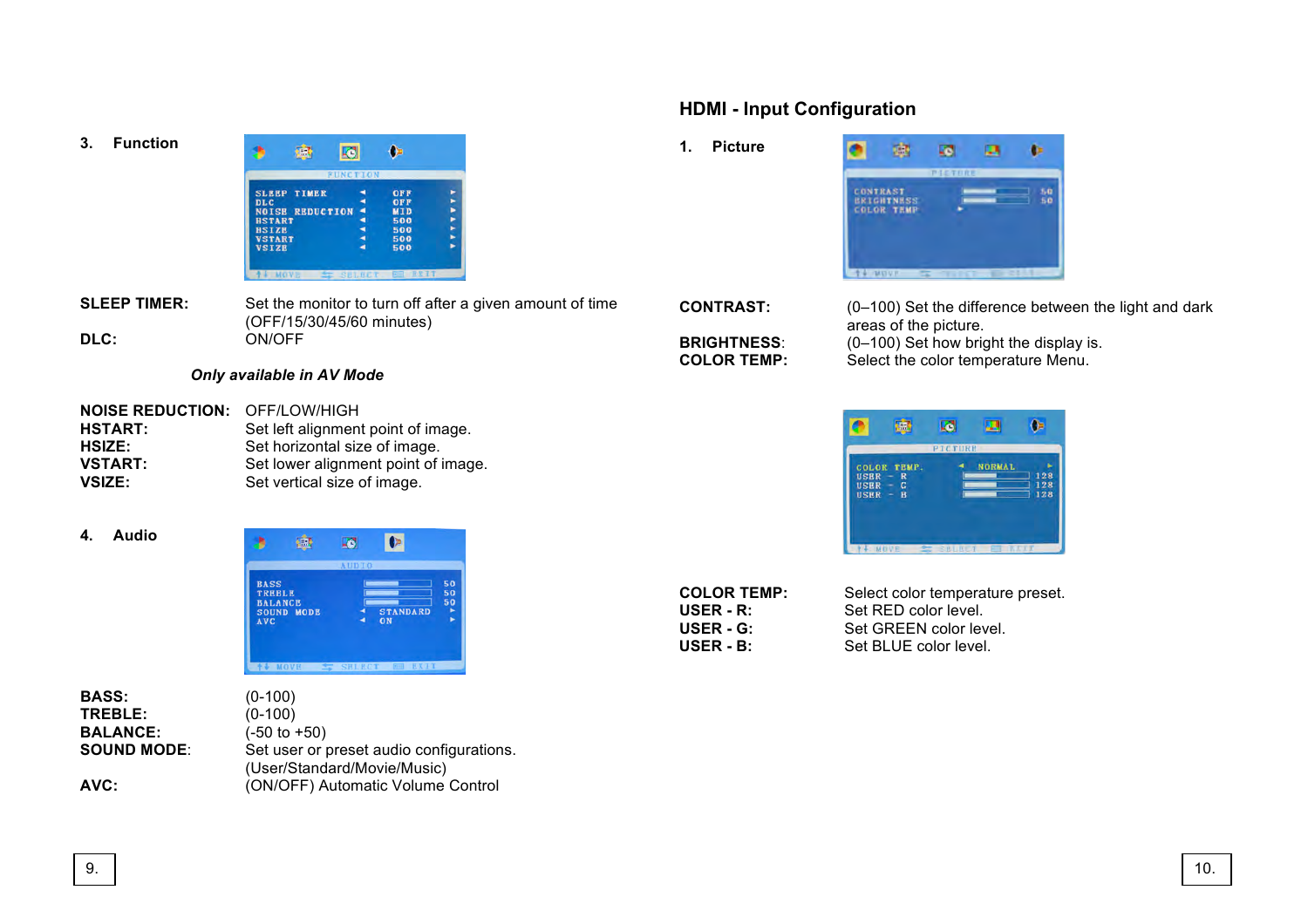### 3. Function

**SLEEP TIMER:** Set the monitor to turn off after a given amount of time (OFF/15/30/45/60 minutes)

**DLC:** ON/OFF

***Only available in AV Mode***

**NOISE REDUCTION:** OFF/LOW/HIGH

**HSTART:** Set left alignment point of image.

**HSIZE:** Set horizontal size of image.

**VSTART:** Set lower alignment point of image.

**VSIZE:** Set vertical size of image.

### 4. Audio

**BASS:** (0-100)

**TREBLE:** (0-100)

**BALANCE:** (-50 to +50)

**SOUND MODE**: Set user or preset audio configurations. (User/Standard/Movie/Music)

**AVC:** (ON/OFF) Automatic Volume Control

## HDMI - Input Configuration

### 1. Picture

**CONTRAST:** (0–100) Set the difference between the light and dark areas of the picture.

**BRIGHTNESS**: (0–100) Set how bright the display is.

**COLOR TEMP:** Select the color temperature Menu.

**COLOR TEMP:** Select color temperature preset.

**USER - R:** Set RED color level.

**USER - G:** Set GREEN color level.

**USER - B:** Set BLUE color level.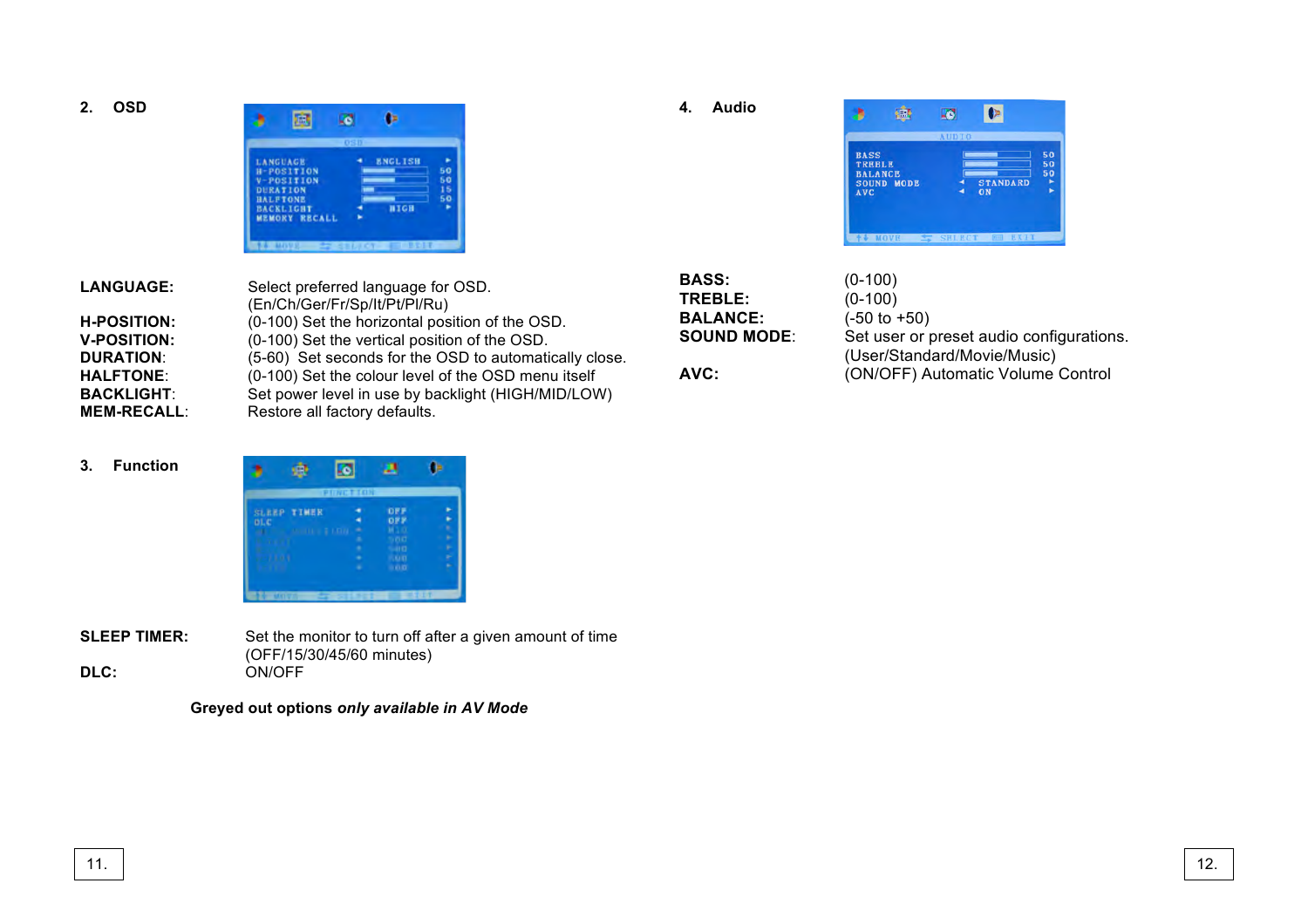## 2. OSD

**LANGUAGE:** Select preferred language for OSD. (En/Ch/Ger/Fr/Sp/It/Pt/Pl/Ru)
**H-POSITION:** (0-100) Set the horizontal position of the OSD.
**V-POSITION:** (0-100) Set the vertical position of the OSD.
**DURATION**: (5-60) Set seconds for the OSD to automatically close.
**HALFTONE**: (0-100) Set the colour level of the OSD menu itself
**BACKLIGHT**: Set power level in use by backlight (HIGH/MID/LOW)
**MEM-RECALL**: Restore all factory defaults.

## 3. Function

**SLEEP TIMER:** Set the monitor to turn off after a given amount of time (OFF/15/30/45/60 minutes)
**DLC:** ON/OFF

**Greyed out options *only available in AV Mode***

## 4. Audio

**BASS:** (0-100)
**TREBLE:** (0-100)
**BALANCE:** (-50 to +50)
**SOUND MODE**: Set user or preset audio configurations. (User/Standard/Movie/Music)
**AVC:** (ON/OFF) Automatic Volume Control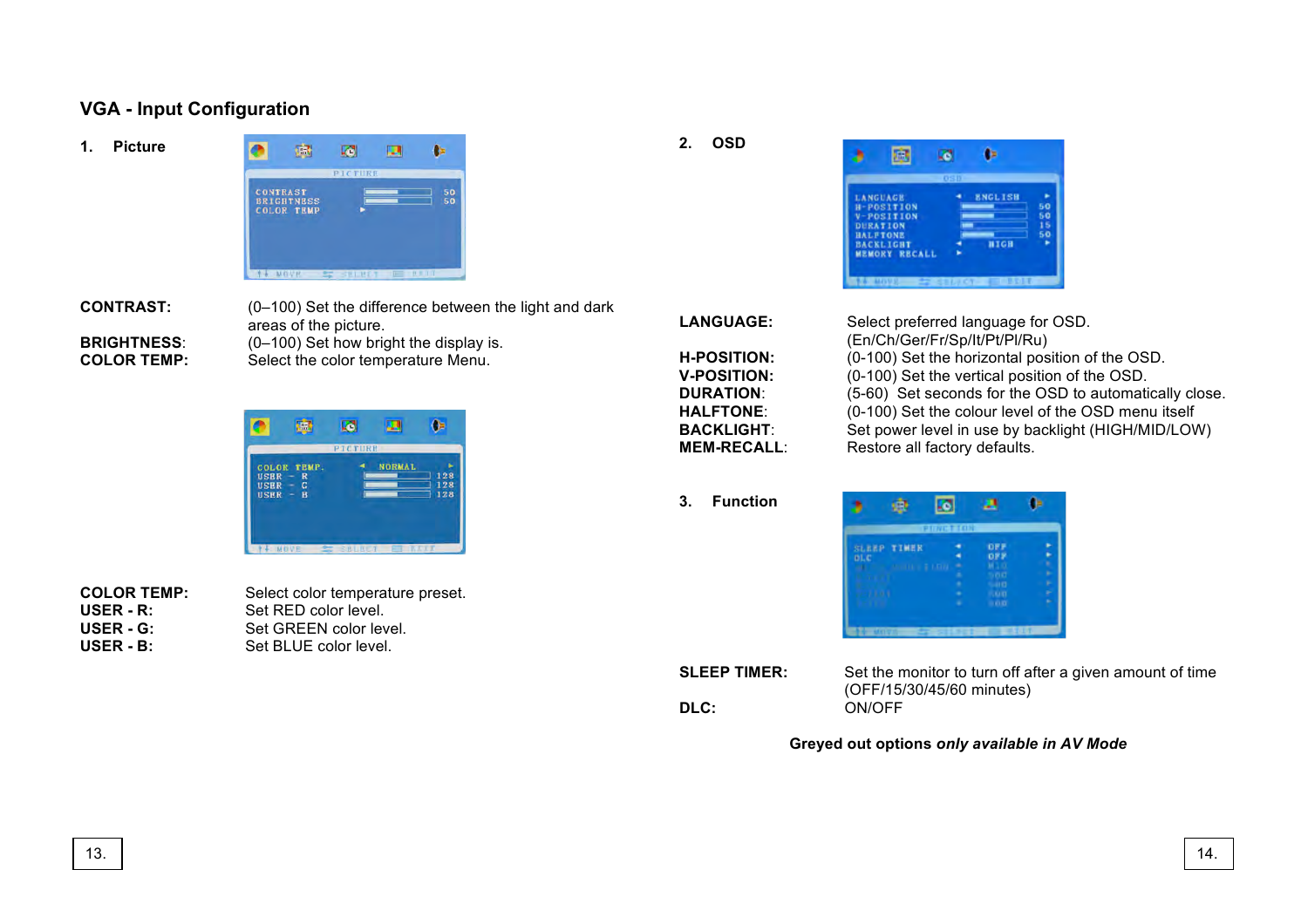## VGA - Input Configuration

### 1. Picture

**CONTRAST:** (0–100) Set the difference between the light and dark areas of the picture.

**BRIGHTNESS:** (0–100) Set how bright the display is.

**COLOR TEMP:** Select the color temperature Menu.

**COLOR TEMP:** Select color temperature preset.

**USER - R:** Set RED color level.

**USER - G:** Set GREEN color level.

**USER - B:** Set BLUE color level.

### 2. OSD

**LANGUAGE:** Select preferred language for OSD. (En/Ch/Ger/Fr/Sp/It/Pt/Pl/Ru)

**H-POSITION:** (0-100) Set the horizontal position of the OSD.

**V-POSITION:** (0-100) Set the vertical position of the OSD.

**DURATION:** (5-60) Set seconds for the OSD to automatically close.

**HALFTONE:** (0-100) Set the colour level of the OSD menu itself

**BACKLIGHT:** Set power level in use by backlight (HIGH/MID/LOW)

**MEM-RECALL:** Restore all factory defaults.

### 3. Function

**SLEEP TIMER:** Set the monitor to turn off after a given amount of time (OFF/15/30/45/60 minutes)

**DLC:** ON/OFF

**Greyed out options *only available in AV Mode***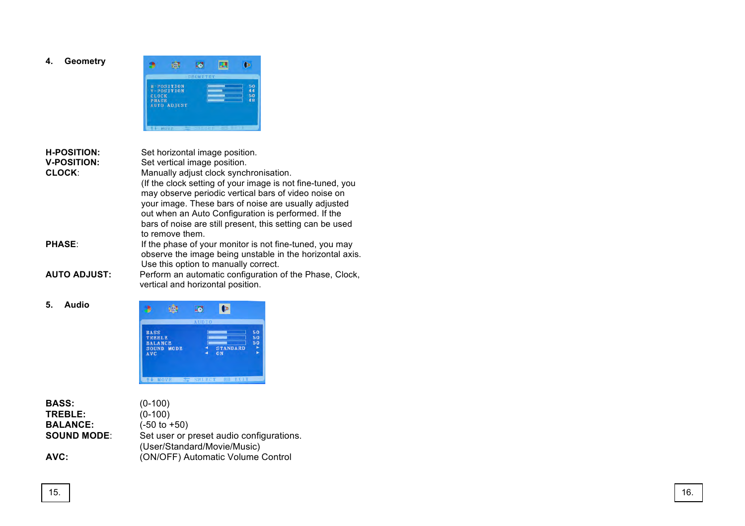## 4. Geometry

**H-POSITION:** Set horizontal image position.

**V-POSITION:** Set vertical image position.

**CLOCK**: Manually adjust clock synchronisation. (If the clock setting of your image is not fine-tuned, you may observe periodic vertical bars of video noise on your image. These bars of noise are usually adjusted out when an Auto Configuration is performed. If the bars of noise are still present, this setting can be used to remove them.

**PHASE**: If the phase of your monitor is not fine-tuned, you may observe the image being unstable in the horizontal axis. Use this option to manually correct.

**AUTO ADJUST:** Perform an automatic configuration of the Phase, Clock, vertical and horizontal position.

## 5. Audio

**BASS:** (0-100)

**TREBLE:** (0-100)

**BALANCE:** (-50 to +50)

**SOUND MODE**: Set user or preset audio configurations. (User/Standard/Movie/Music)

**AVC:** (ON/OFF) Automatic Volume Control